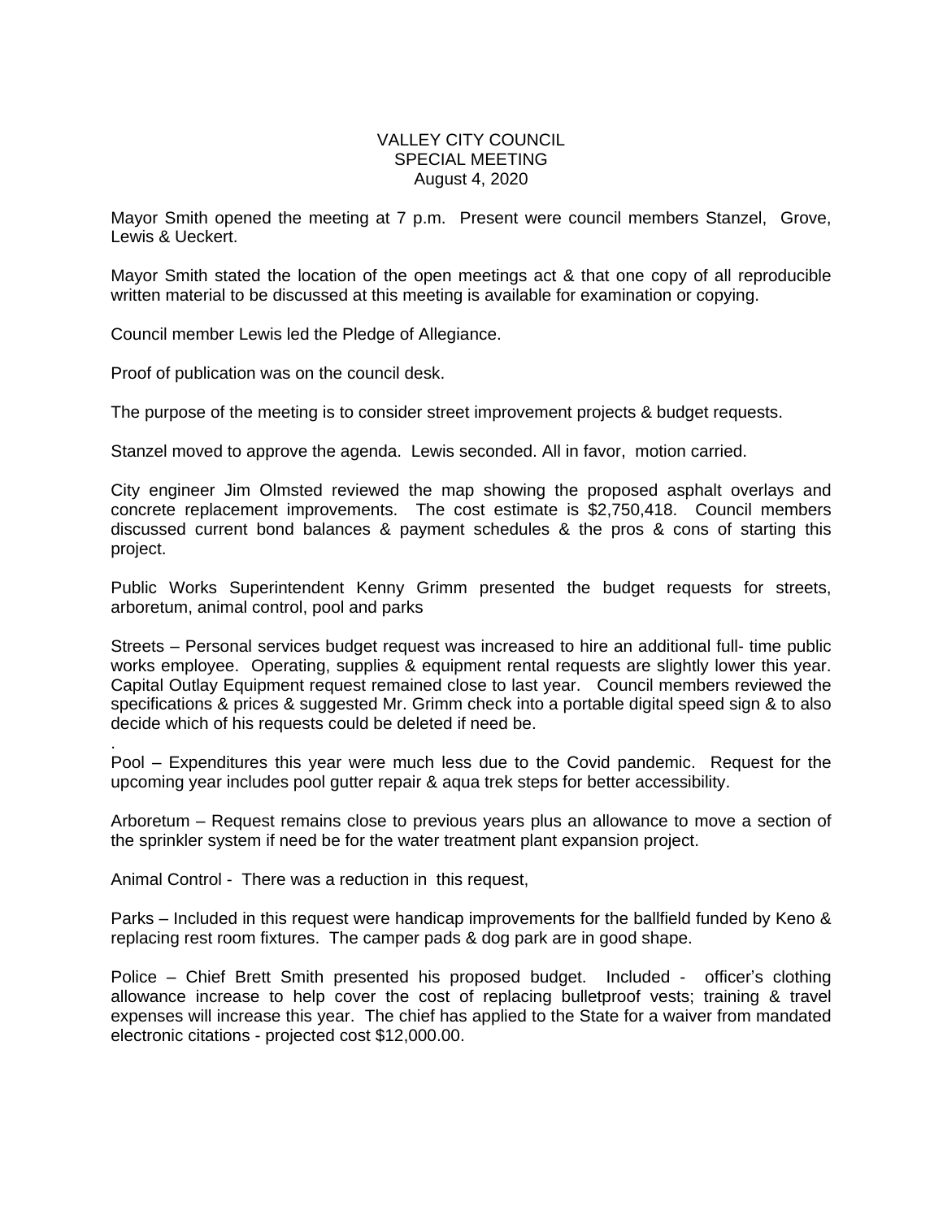# VALLEY CITY COUNCIL
## SPECIAL MEETING
### August 4, 2020

Mayor Smith opened the meeting at 7 p.m. Present were council members Stanzel, Grove, Lewis & Ueckert.

Mayor Smith stated the location of the open meetings act & that one copy of all reproducible written material to be discussed at this meeting is available for examination or copying.

Council member Lewis led the Pledge of Allegiance.

Proof of publication was on the council desk.

The purpose of the meeting is to consider street improvement projects & budget requests.

Stanzel moved to approve the agenda. Lewis seconded. All in favor, motion carried.

City engineer Jim Olmsted reviewed the map showing the proposed asphalt overlays and concrete replacement improvements. The cost estimate is $2,750,418. Council members discussed current bond balances & payment schedules & the pros & cons of starting this project.

Public Works Superintendent Kenny Grimm presented the budget requests for streets, arboretum, animal control, pool and parks

Streets – Personal services budget request was increased to hire an additional full- time public works employee. Operating, supplies & equipment rental requests are slightly lower this year. Capital Outlay Equipment request remained close to last year. Council members reviewed the specifications & prices & suggested Mr. Grimm check into a portable digital speed sign & to also decide which of his requests could be deleted if need be.

.

Pool – Expenditures this year were much less due to the Covid pandemic. Request for the upcoming year includes pool gutter repair & aqua trek steps for better accessibility.

Arboretum – Request remains close to previous years plus an allowance to move a section of the sprinkler system if need be for the water treatment plant expansion project.

Animal Control - There was a reduction in this request,

Parks – Included in this request were handicap improvements for the ballfield funded by Keno & replacing rest room fixtures. The camper pads & dog park are in good shape.

Police – Chief Brett Smith presented his proposed budget. Included - officer's clothing allowance increase to help cover the cost of replacing bulletproof vests; training & travel expenses will increase this year. The chief has applied to the State for a waiver from mandated electronic citations - projected cost $12,000.00.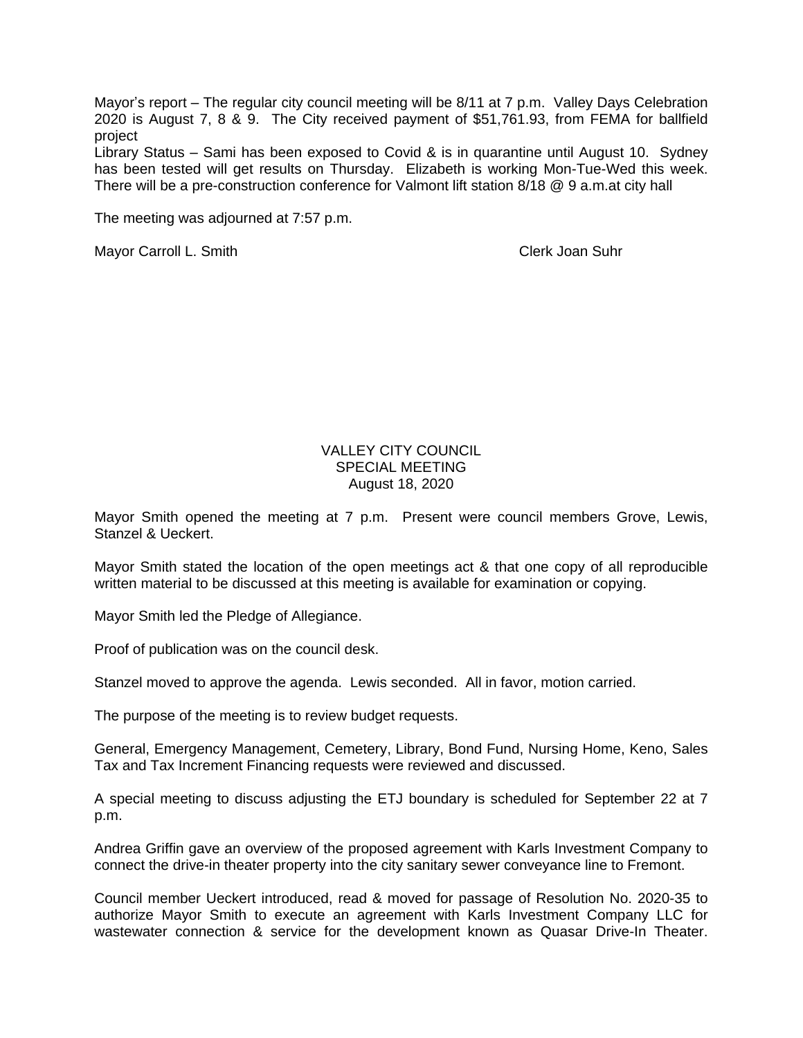Mayor's report – The regular city council meeting will be 8/11 at 7 p.m. Valley Days Celebration 2020 is August 7, 8 & 9. The City received payment of $51,761.93, from FEMA for ballfield project

Library Status – Sami has been exposed to Covid & is in quarantine until August 10. Sydney has been tested will get results on Thursday. Elizabeth is working Mon-Tue-Wed this week. There will be a pre-construction conference for Valmont lift station 8/18 @ 9 a.m.at city hall

The meeting was adjourned at 7:57 p.m.

Mayor Carroll L. Smith Clerk Joan Suhr

VALLEY CITY COUNCIL
SPECIAL MEETING
August 18, 2020

Mayor Smith opened the meeting at 7 p.m. Present were council members Grove, Lewis, Stanzel & Ueckert.

Mayor Smith stated the location of the open meetings act & that one copy of all reproducible written material to be discussed at this meeting is available for examination or copying.

Mayor Smith led the Pledge of Allegiance.

Proof of publication was on the council desk.

Stanzel moved to approve the agenda. Lewis seconded. All in favor, motion carried.

The purpose of the meeting is to review budget requests.

General, Emergency Management, Cemetery, Library, Bond Fund, Nursing Home, Keno, Sales Tax and Tax Increment Financing requests were reviewed and discussed.

A special meeting to discuss adjusting the ETJ boundary is scheduled for September 22 at 7 p.m.

Andrea Griffin gave an overview of the proposed agreement with Karls Investment Company to connect the drive-in theater property into the city sanitary sewer conveyance line to Fremont.

Council member Ueckert introduced, read & moved for passage of Resolution No. 2020-35 to authorize Mayor Smith to execute an agreement with Karls Investment Company LLC for wastewater connection & service for the development known as Quasar Drive-In Theater.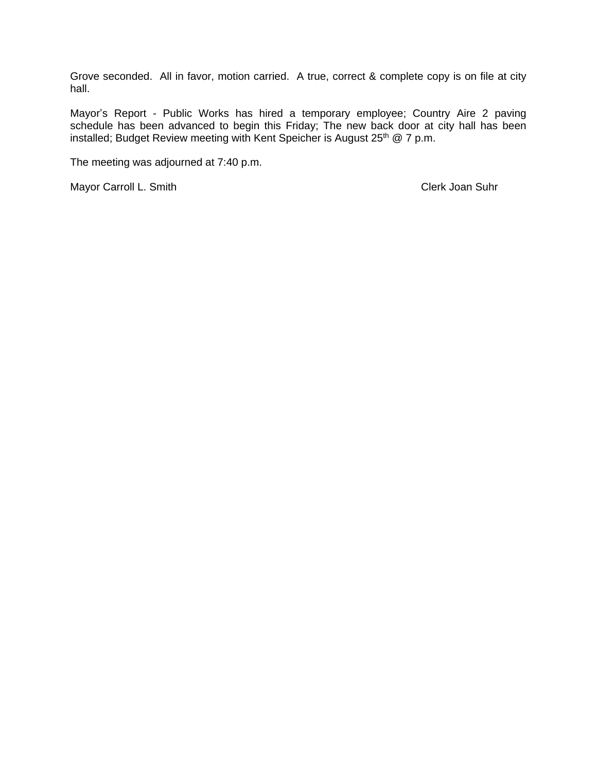Grove seconded. All in favor, motion carried. A true, correct & complete copy is on file at city hall.

Mayor's Report - Public Works has hired a temporary employee; Country Aire 2 paving schedule has been advanced to begin this Friday; The new back door at city hall has been installed; Budget Review meeting with Kent Speicher is August 25th @ 7 p.m.

The meeting was adjourned at 7:40 p.m.

Mayor Carroll L. Smith Clerk Joan Suhr